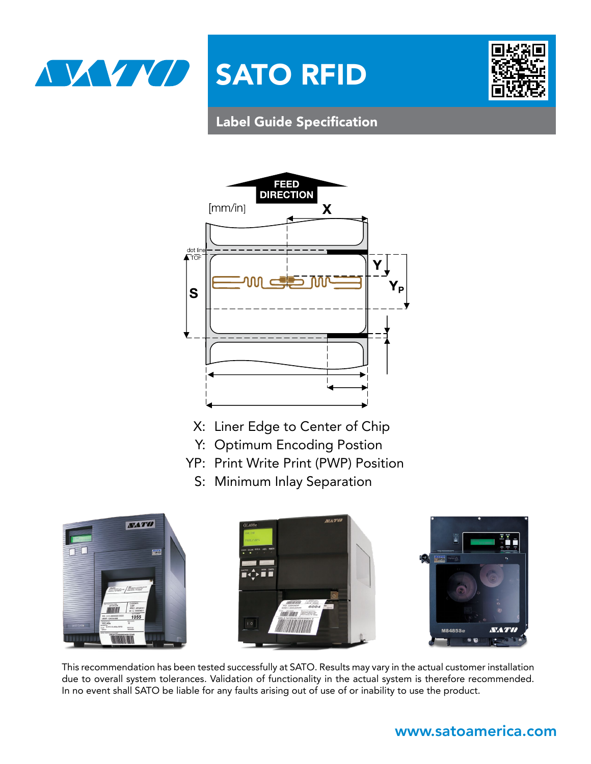# SATO RFID

## Label Guide Specification

FEED DIRECTION

[mm/in]

X

Y

$Y_P$

S

dot line

TOF

X: Liner Edge to Center of Chip
Y: Optimum Encoding Postion
YP: Print Write Print (PWP) Position
S: Minimum Inlay Separation

This recommendation has been tested successfully at SATO. Results may vary in the actual customer installation due to overall system tolerances. Validation of functionality in the actual system is therefore recommended. In no event shall SATO be liable for any faults arising out of use of or inability to use the product.

www.satoamerica.com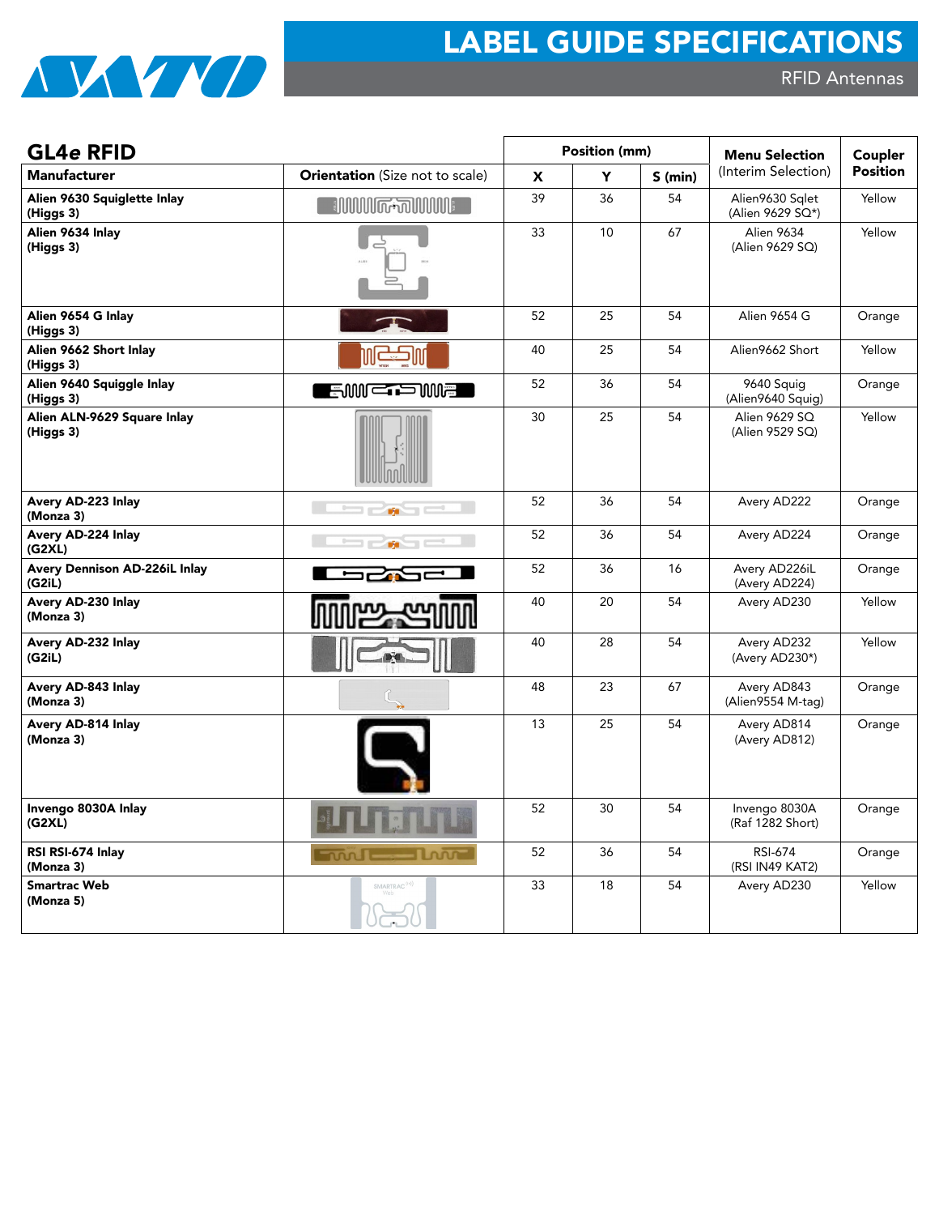# LABEL GUIDE SPECIFICATIONS

RFID Antennas

## GL4*e* RFID

| Manufacturer | Orientation (Size not to scale) | Position (mm) X | Y | S (min) | Menu Selection (Interim Selection) | Coupler Position |
|---|---|---|---|---|---|---|
| **Alien 9630 Squiglette Inlay (Higgs 3)** | | 39 | 36 | 54 | Alien9630 Sqlet (Alien 9629 SQ*) | Yellow |
| **Alien 9634 Inlay (Higgs 3)** | | 33 | 10 | 67 | Alien 9634 (Alien 9629 SQ) | Yellow |
| **Alien 9654 G Inlay (Higgs 3)** | | 52 | 25 | 54 | Alien 9654 G | Orange |
| **Alien 9662 Short Inlay (Higgs 3)** | | 40 | 25 | 54 | Alien9662 Short | Yellow |
| **Alien 9640 Squiggle Inlay (Higgs 3)** | | 52 | 36 | 54 | 9640 Squig (Alien9640 Squig) | Orange |
| **Alien ALN-9629 Square Inlay (Higgs 3)** | | 30 | 25 | 54 | Alien 9629 SQ (Alien 9529 SQ) | Yellow |
| **Avery AD-223 Inlay (Monza 3)** | | 52 | 36 | 54 | Avery AD222 | Orange |
| **Avery AD-224 Inlay (G2XL)** | | 52 | 36 | 54 | Avery AD224 | Orange |
| **Avery Dennison AD-226iL Inlay (G2iL)** | | 52 | 36 | 16 | Avery AD226iL (Avery AD224) | Orange |
| **Avery AD-230 Inlay (Monza 3)** | | 40 | 20 | 54 | Avery AD230 | Yellow |
| **Avery AD-232 Inlay (G2iL)** | | 40 | 28 | 54 | Avery AD232 (Avery AD230*) | Yellow |
| **Avery AD-843 Inlay (Monza 3)** | | 48 | 23 | 67 | Avery AD843 (Alien9554 M-tag) | Orange |
| **Avery AD-814 Inlay (Monza 3)** | | 13 | 25 | 54 | Avery AD814 (Avery AD812) | Orange |
| **Invengo 8030A Inlay (G2XL)** | | 52 | 30 | 54 | Invengo 8030A (Raf 1282 Short) | Orange |
| **RSI RSI-674 Inlay (Monza 3)** | | 52 | 36 | 54 | RSI-674 (RSI IN49 KAT2) | Orange |
| **Smartrac Web (Monza 5)** | | 33 | 18 | 54 | Avery AD230 | Yellow |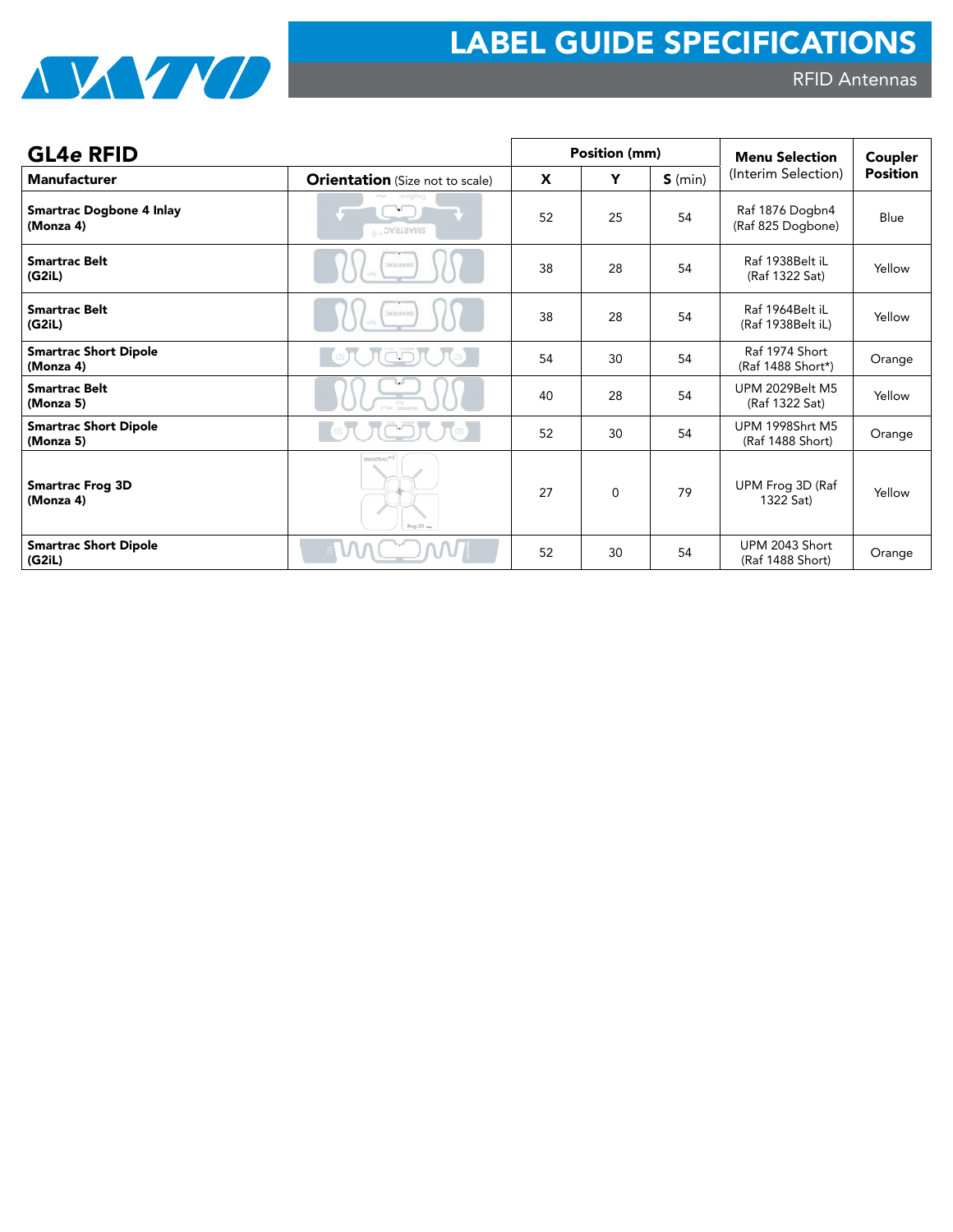# LABEL GUIDE SPECIFICATIONS

RFID Antennas

## GL4*e* RFID

| Manufacturer | Orientation (Size not to scale) | Position (mm) | | | Menu Selection (Interim Selection) | Coupler Position |
|---|---|---|---|---|---|---|
| | | X | Y | S (min) | | |
| **Smartrac Dogbone 4 Inlay (Monza 4)** | | 52 | 25 | 54 | Raf 1876 Dogbn4 (Raf 825 Dogbone) | Blue |
| **Smartrac Belt (G2iL)** | | 38 | 28 | 54 | Raf 1938Belt iL (Raf 1322 Sat) | Yellow |
| **Smartrac Belt (G2iL)** | | 38 | 28 | 54 | Raf 1964Belt iL (Raf 1938Belt iL) | Yellow |
| **Smartrac Short Dipole (Monza 4)** | | 54 | 30 | 54 | Raf 1974 Short (Raf 1488 Short*) | Orange |
| **Smartrac Belt (Monza 5)** | | 40 | 28 | 54 | UPM 2029Belt M5 (Raf 1322 Sat) | Yellow |
| **Smartrac Short Dipole (Monza 5)** | | 52 | 30 | 54 | UPM 1998Shrt M5 (Raf 1488 Short) | Orange |
| **Smartrac Frog 3D (Monza 4)** | | 27 | 0 | 79 | UPM Frog 3D (Raf 1322 Sat) | Yellow |
| **Smartrac Short Dipole (G2iL)** | | 52 | 30 | 54 | UPM 2043 Short (Raf 1488 Short) | Orange |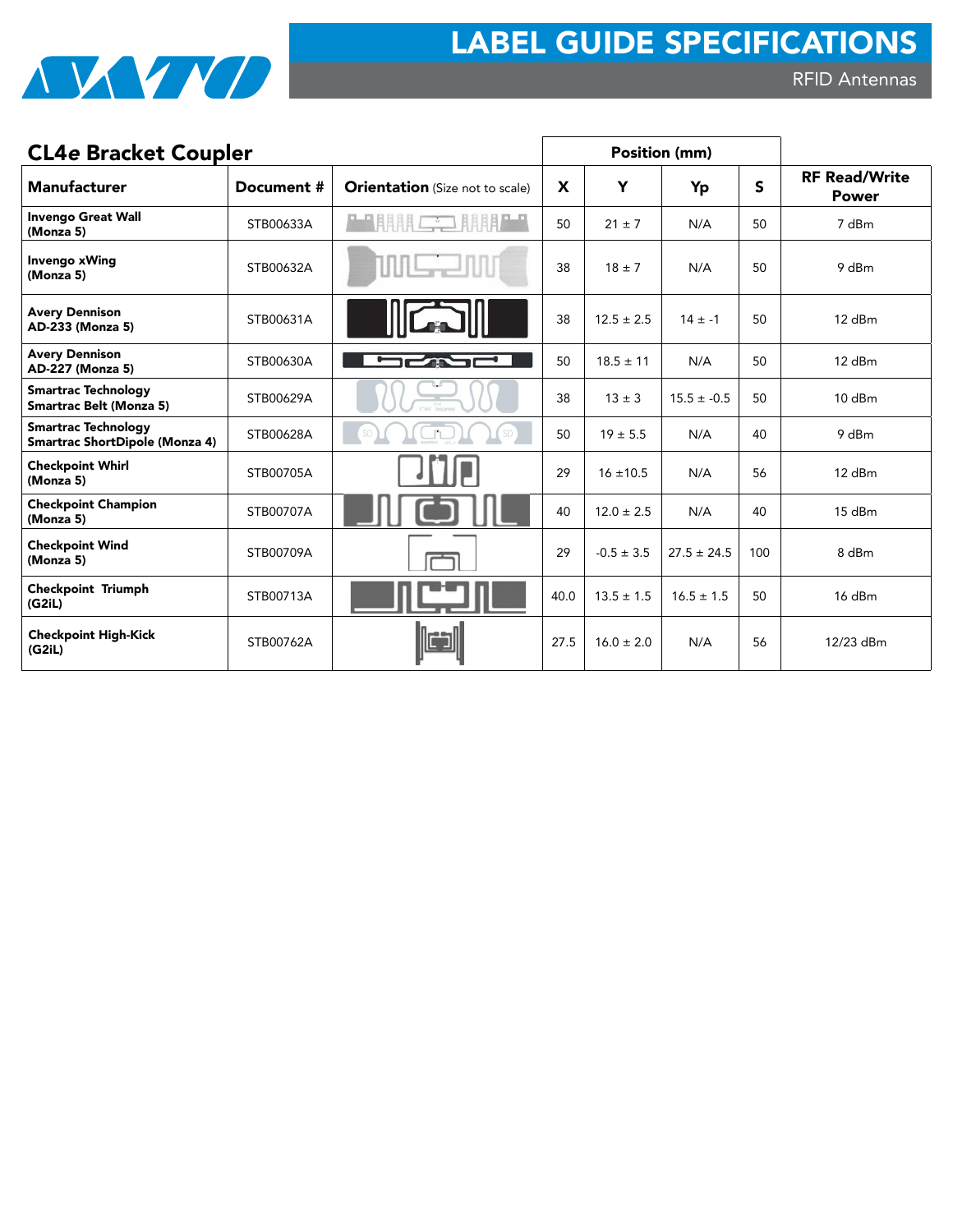# LABEL GUIDE SPECIFICATIONS

RFID Antennas

## CL4*e* Bracket Coupler

| Manufacturer | Document # | Orientation (Size not to scale) | Position (mm) | | | | RF Read/Write Power |
|---|---|---|---|---|---|---|---|
| | | | X | Y | Yp | S | |
| **Invengo Great Wall (Monza 5)** | STB00633A | | 50 | 21 ± 7 | N/A | 50 | 7 dBm |
| **Invengo xWing (Monza 5)** | STB00632A | | 38 | 18 ± 7 | N/A | 50 | 9 dBm |
| **Avery Dennison AD-233 (Monza 5)** | STB00631A | | 38 | 12.5 ± 2.5 | 14 ± -1 | 50 | 12 dBm |
| **Avery Dennison AD-227 (Monza 5)** | STB00630A | | 50 | 18.5 ± 11 | N/A | 50 | 12 dBm |
| **Smartrac Technology Smartrac Belt (Monza 5)** | STB00629A | | 38 | 13 ± 3 | 15.5 ± -0.5 | 50 | 10 dBm |
| **Smartrac Technology Smartrac ShortDipole (Monza 4)** | STB00628A | | 50 | 19 ± 5.5 | N/A | 40 | 9 dBm |
| **Checkpoint Whirl (Monza 5)** | STB00705A | | 29 | 16 ±10.5 | N/A | 56 | 12 dBm |
| **Checkpoint Champion (Monza 5)** | STB00707A | | 40 | 12.0 ± 2.5 | N/A | 40 | 15 dBm |
| **Checkpoint Wind (Monza 5)** | STB00709A | | 29 | -0.5 ± 3.5 | 27.5 ± 24.5 | 100 | 8 dBm |
| **Checkpoint Triumph (G2iL)** | STB00713A | | 40.0 | 13.5 ± 1.5 | 16.5 ± 1.5 | 50 | 16 dBm |
| **Checkpoint High-Kick (G2iL)** | STB00762A | | 27.5 | 16.0 ± 2.0 | N/A | 56 | 12/23 dBm |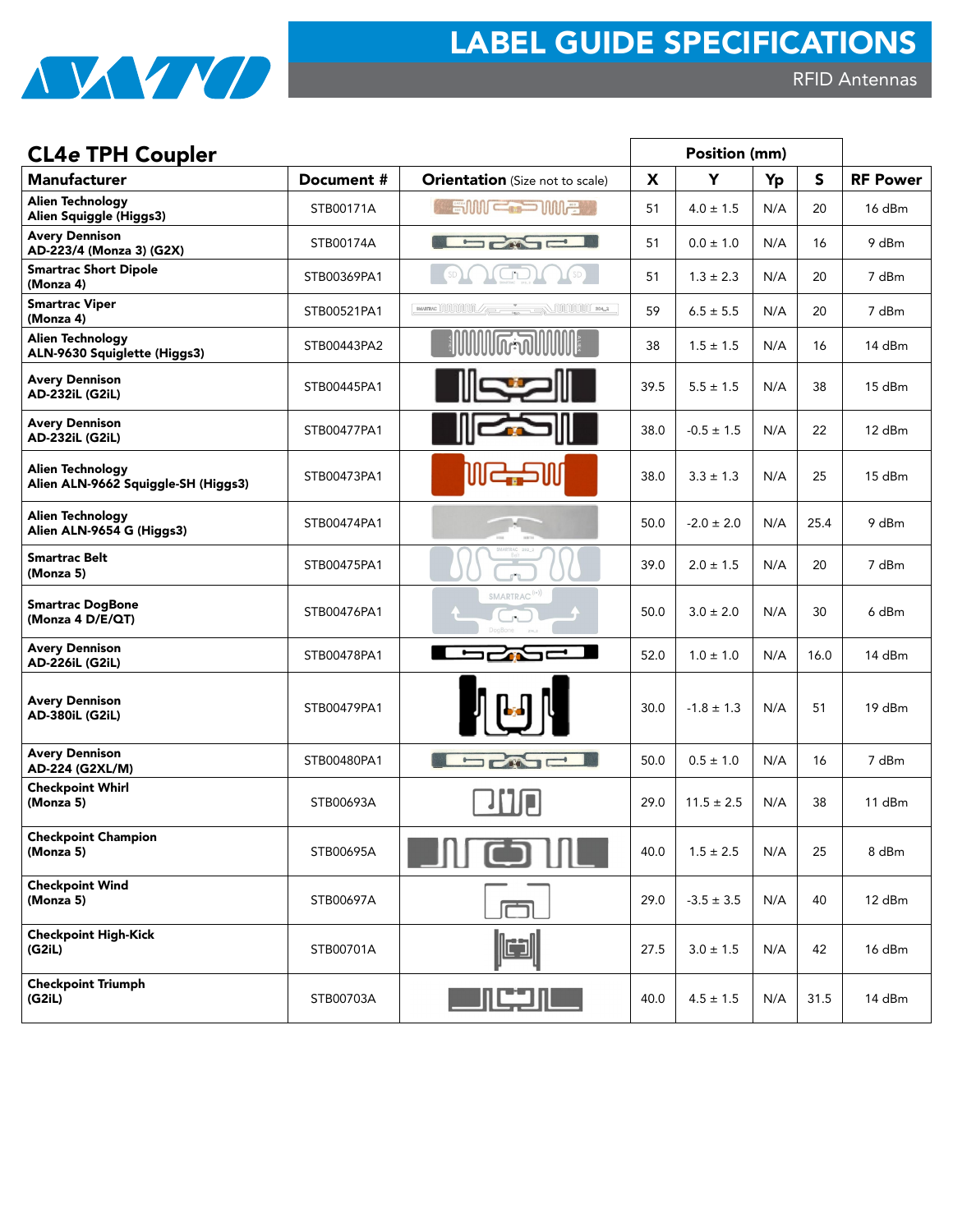# LABEL GUIDE SPECIFICATIONS

RFID Antennas

## CL4e TPH Coupler

| Manufacturer | Document # | Orientation (Size not to scale) | Position (mm) | | | | RF Power |
|---|---|---|---|---|---|---|---|
| | | | X | Y | Yp | S | |
| **Alien Technology Alien Squiggle (Higgs3)** | STB00171A | | 51 | 4.0 ± 1.5 | N/A | 20 | 16 dBm |
| **Avery Dennison AD-223/4 (Monza 3) (G2X)** | STB00174A | | 51 | 0.0 ± 1.0 | N/A | 16 | 9 dBm |
| **Smartrac Short Dipole (Monza 4)** | STB00369PA1 | | 51 | 1.3 ± 2.3 | N/A | 20 | 7 dBm |
| **Smartrac Viper (Monza 4)** | STB00521PA1 | | 59 | 6.5 ± 5.5 | N/A | 20 | 7 dBm |
| **Alien Technology ALN-9630 Squiglette (Higgs3)** | STB00443PA2 | | 38 | 1.5 ± 1.5 | N/A | 16 | 14 dBm |
| **Avery Dennison AD-232iL (G2iL)** | STB00445PA1 | | 39.5 | 5.5 ± 1.5 | N/A | 38 | 15 dBm |
| **Avery Dennison AD-232iL (G2iL)** | STB00477PA1 | | 38.0 | -0.5 ± 1.5 | N/A | 22 | 12 dBm |
| **Alien Technology Alien ALN-9662 Squiggle-SH (Higgs3)** | STB00473PA1 | | 38.0 | 3.3 ± 1.3 | N/A | 25 | 15 dBm |
| **Alien Technology Alien ALN-9654 G (Higgs3)** | STB00474PA1 | | 50.0 | -2.0 ± 2.0 | N/A | 25.4 | 9 dBm |
| **Smartrac Belt (Monza 5)** | STB00475PA1 | | 39.0 | 2.0 ± 1.5 | N/A | 20 | 7 dBm |
| **Smartrac DogBone (Monza 4 D/E/QT)** | STB00476PA1 | | 50.0 | 3.0 ± 2.0 | N/A | 30 | 6 dBm |
| **Avery Dennison AD-226iL (G2iL)** | STB00478PA1 | | 52.0 | 1.0 ± 1.0 | N/A | 16.0 | 14 dBm |
| **Avery Dennison AD-380iL (G2iL)** | STB00479PA1 | | 30.0 | -1.8 ± 1.3 | N/A | 51 | 19 dBm |
| **Avery Dennison AD-224 (G2XL/M)** | STB00480PA1 | | 50.0 | 0.5 ± 1.0 | N/A | 16 | 7 dBm |
| **Checkpoint Whirl (Monza 5)** | STB00693A | | 29.0 | 11.5 ± 2.5 | N/A | 38 | 11 dBm |
| **Checkpoint Champion (Monza 5)** | STB00695A | | 40.0 | 1.5 ± 2.5 | N/A | 25 | 8 dBm |
| **Checkpoint Wind (Monza 5)** | STB00697A | | 29.0 | -3.5 ± 3.5 | N/A | 40 | 12 dBm |
| **Checkpoint High-Kick (G2iL)** | STB00701A | | 27.5 | 3.0 ± 1.5 | N/A | 42 | 16 dBm |
| **Checkpoint Triumph (G2iL)** | STB00703A | | 40.0 | 4.5 ± 1.5 | N/A | 31.5 | 14 dBm |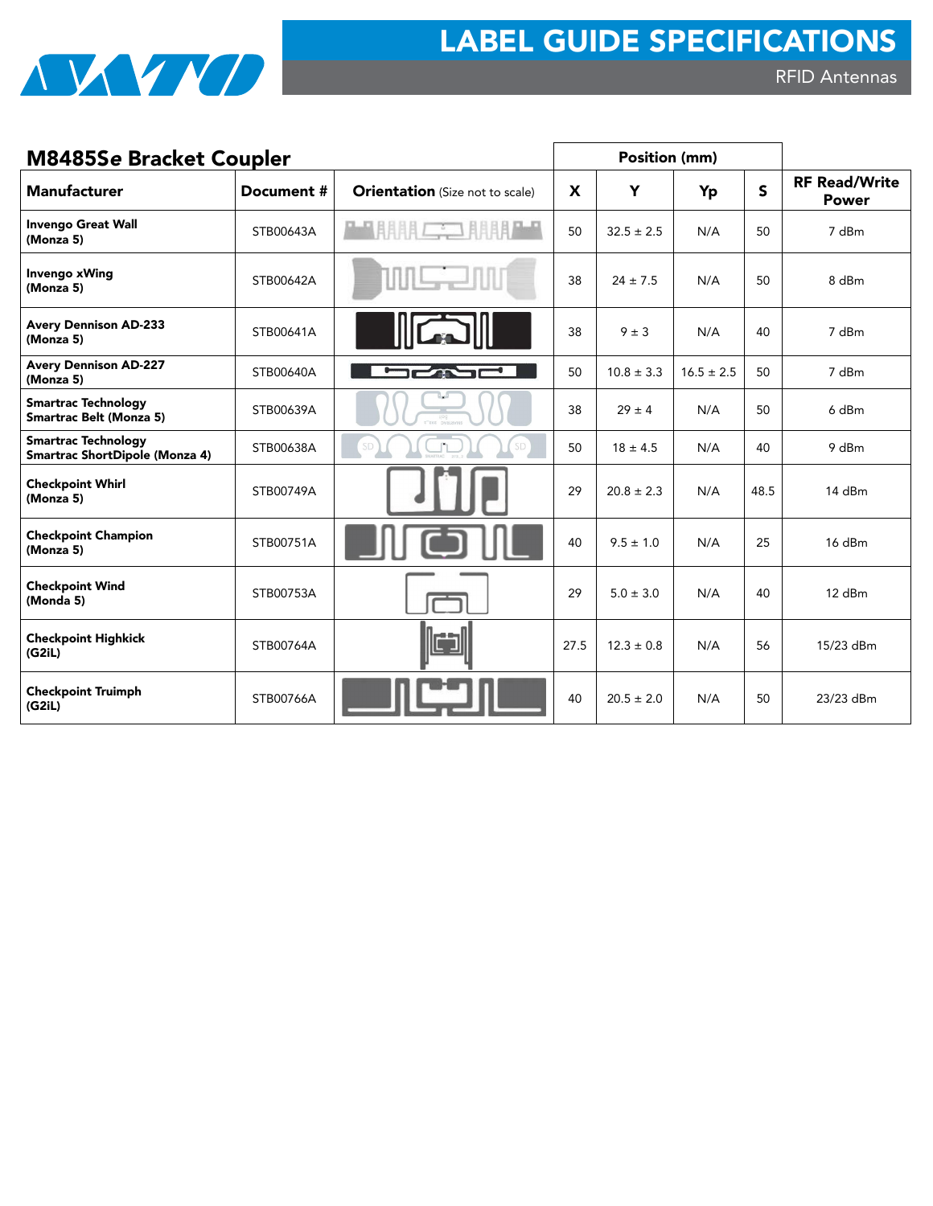## M8485Se Bracket Coupler

| Manufacturer | Document # | Orientation (Size not to scale) | Position (mm) | | | | RF Read/Write Power |
|---|---|---|---|---|---|---|---|
| | | | X | Y | Yp | S | |
| **Invengo Great Wall (Monza 5)** | STB00643A | | 50 | 32.5 ± 2.5 | N/A | 50 | 7 dBm |
| **Invengo xWing (Monza 5)** | STB00642A | | 38 | 24 ± 7.5 | N/A | 50 | 8 dBm |
| **Avery Dennison AD-233 (Monza 5)** | STB00641A | | 38 | 9 ± 3 | N/A | 40 | 7 dBm |
| **Avery Dennison AD-227 (Monza 5)** | STB00640A | | 50 | 10.8 ± 3.3 | 16.5 ± 2.5 | 50 | 7 dBm |
| **Smartrac Technology Smartrac Belt (Monza 5)** | STB00639A | | 38 | 29 ± 4 | N/A | 50 | 6 dBm |
| **Smartrac Technology Smartrac ShortDipole (Monza 4)** | STB00638A | | 50 | 18 ± 4.5 | N/A | 40 | 9 dBm |
| **Checkpoint Whirl (Monza 5)** | STB00749A | | 29 | 20.8 ± 2.3 | N/A | 48.5 | 14 dBm |
| **Checkpoint Champion (Monza 5)** | STB00751A | | 40 | 9.5 ± 1.0 | N/A | 25 | 16 dBm |
| **Checkpoint Wind (Monda 5)** | STB00753A | | 29 | 5.0 ± 3.0 | N/A | 40 | 12 dBm |
| **Checkpoint Highkick (G2iL)** | STB00764A | | 27.5 | 12.3 ± 0.8 | N/A | 56 | 15/23 dBm |
| **Checkpoint Truimph (G2iL)** | STB00766A | | 40 | 20.5 ± 2.0 | N/A | 50 | 23/23 dBm |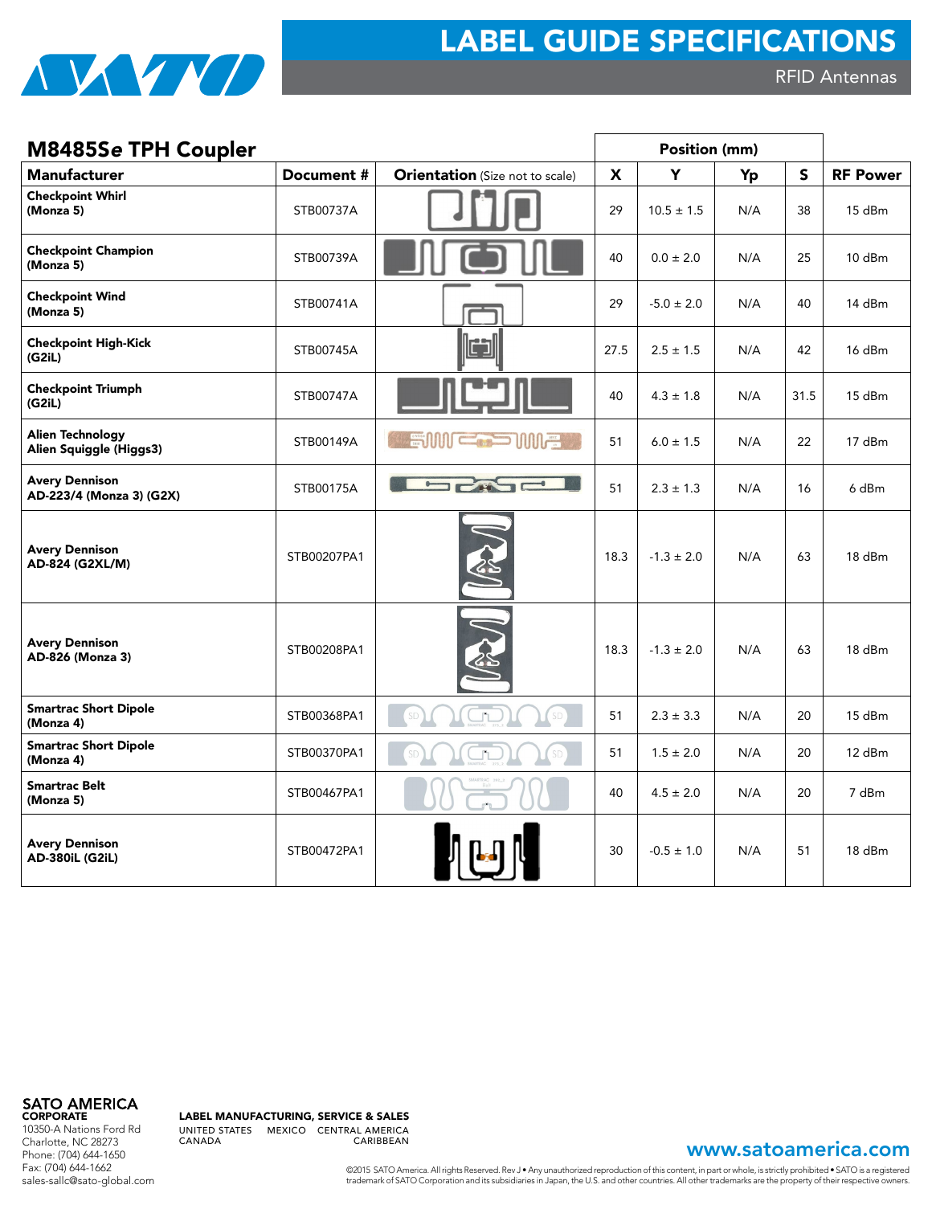# LABEL GUIDE SPECIFICATIONS

RFID Antennas

## M8485*Se* TPH Coupler

| Manufacturer | Document # | Orientation (Size not to scale) | Position (mm) | | | | RF Power |
|---|---|---|---|---|---|---|---|
| | | | X | Y | Yp | S | |
| **Checkpoint Whirl (Monza 5)** | STB00737A | | 29 | 10.5 ± 1.5 | N/A | 38 | 15 dBm |
| **Checkpoint Champion (Monza 5)** | STB00739A | | 40 | 0.0 ± 2.0 | N/A | 25 | 10 dBm |
| **Checkpoint Wind (Monza 5)** | STB00741A | | 29 | -5.0 ± 2.0 | N/A | 40 | 14 dBm |
| **Checkpoint High-Kick (G2iL)** | STB00745A | | 27.5 | 2.5 ± 1.5 | N/A | 42 | 16 dBm |
| **Checkpoint Triumph (G2iL)** | STB00747A | | 40 | 4.3 ± 1.8 | N/A | 31.5 | 15 dBm |
| **Alien Technology Alien Squiggle (Higgs3)** | STB00149A | | 51 | 6.0 ± 1.5 | N/A | 22 | 17 dBm |
| **Avery Dennison AD-223/4 (Monza 3) (G2X)** | STB00175A | | 51 | 2.3 ± 1.3 | N/A | 16 | 6 dBm |
| **Avery Dennison AD-824 (G2XL/M)** | STB00207PA1 | | 18.3 | -1.3 ± 2.0 | N/A | 63 | 18 dBm |
| **Avery Dennison AD-826 (Monza 3)** | STB00208PA1 | | 18.3 | -1.3 ± 2.0 | N/A | 63 | 18 dBm |
| **Smartrac Short Dipole (Monza 4)** | STB00368PA1 | | 51 | 2.3 ± 3.3 | N/A | 20 | 15 dBm |
| **Smartrac Short Dipole (Monza 4)** | STB00370PA1 | | 51 | 1.5 ± 2.0 | N/A | 20 | 12 dBm |
| **Smartrac Belt (Monza 5)** | STB00467PA1 | | 40 | 4.5 ± 2.0 | N/A | 20 | 7 dBm |
| **Avery Dennison AD-380iL (G2iL)** | STB00472PA1 | | 30 | -0.5 ± 1.0 | N/A | 51 | 18 dBm |

**SATO AMERICA**
**CORPORATE**
10350-A Nations Ford Rd
Charlotte, NC 28273
Phone: (704) 644-1650
Fax: (704) 644-1662
sales-sallc@sato-global.com

**LABEL MANUFACTURING, SERVICE & SALES**
UNITED STATES MEXICO CENTRAL AMERICA
CANADA CARIBBEAN

www.satoamerica.com

©2015 SATO America. All rights Reserved. Rev J • Any unauthorized reproduction of this content, in part or whole, is strictly prohibited • SATO is a registered trademark of SATO Corporation and its subsidiaries in Japan, the U.S. and other countries. All other trademarks are the property of their respective owners.